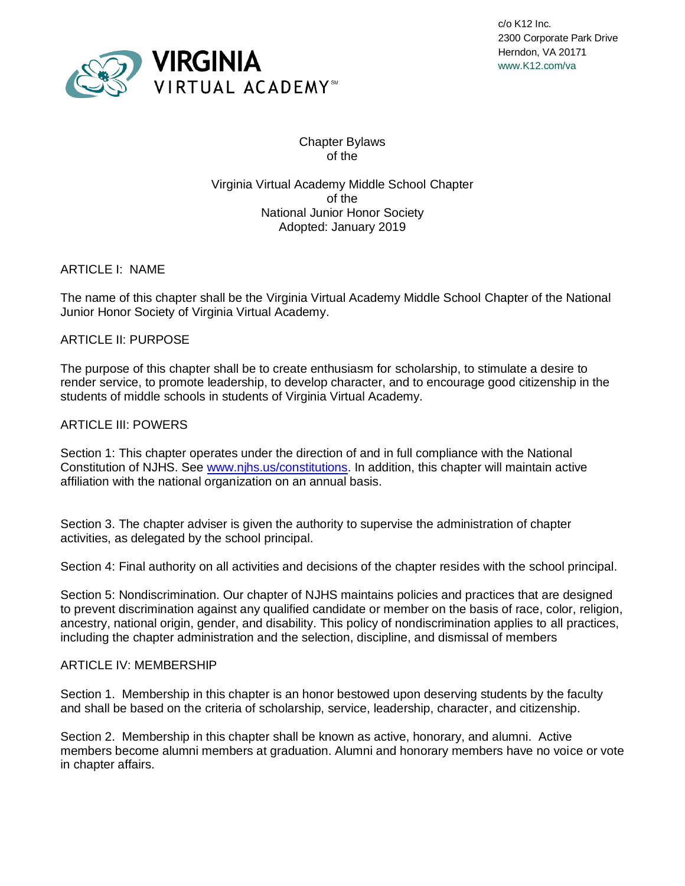VIRGINIA VIRTUAL ACADEMY℠

c/o K12 Inc.
2300 Corporate Park Drive
Herndon, VA 20171
www.K12.com/va

Chapter Bylaws
of the

Virginia Virtual Academy Middle School Chapter
of the
National Junior Honor Society
Adopted: January 2019

## ARTICLE I: NAME

The name of this chapter shall be the Virginia Virtual Academy Middle School Chapter of the National Junior Honor Society of Virginia Virtual Academy.

## ARTICLE II: PURPOSE

The purpose of this chapter shall be to create enthusiasm for scholarship, to stimulate a desire to render service, to promote leadership, to develop character, and to encourage good citizenship in the students of middle schools in students of Virginia Virtual Academy.

## ARTICLE III: POWERS

Section 1: This chapter operates under the direction of and in full compliance with the National Constitution of NJHS. See [www.njhs.us/constitutions](http://www.njhs.us/constitutions). In addition, this chapter will maintain active affiliation with the national organization on an annual basis.

Section 3. The chapter adviser is given the authority to supervise the administration of chapter activities, as delegated by the school principal.

Section 4: Final authority on all activities and decisions of the chapter resides with the school principal.

Section 5: Nondiscrimination. Our chapter of NJHS maintains policies and practices that are designed to prevent discrimination against any qualified candidate or member on the basis of race, color, religion, ancestry, national origin, gender, and disability. This policy of nondiscrimination applies to all practices, including the chapter administration and the selection, discipline, and dismissal of members

## ARTICLE IV: MEMBERSHIP

Section 1. Membership in this chapter is an honor bestowed upon deserving students by the faculty and shall be based on the criteria of scholarship, service, leadership, character, and citizenship.

Section 2. Membership in this chapter shall be known as active, honorary, and alumni. Active members become alumni members at graduation. Alumni and honorary members have no voice or vote in chapter affairs.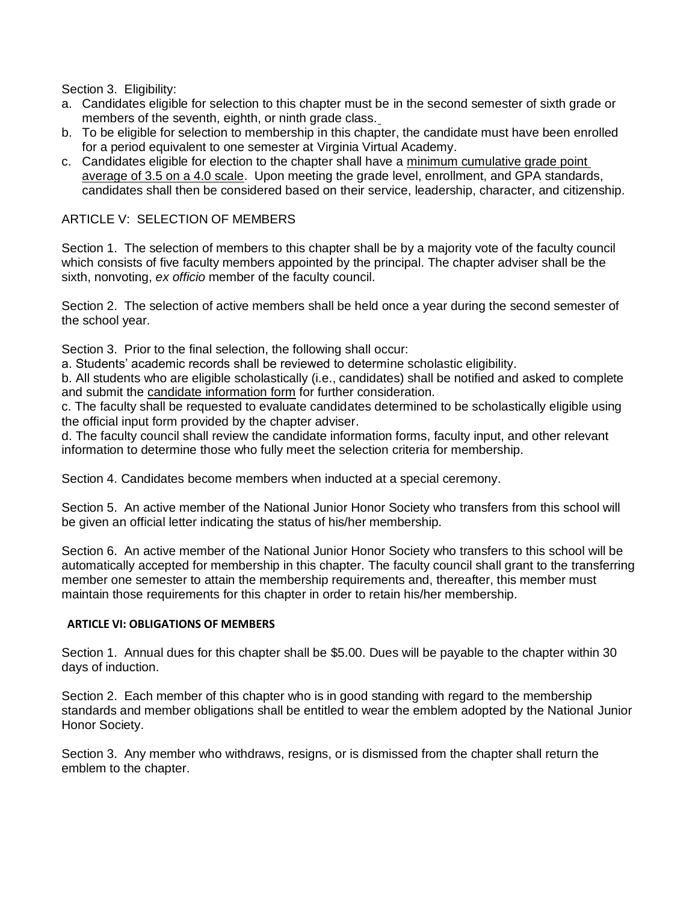Section 3. Eligibility:

a. Candidates eligible for selection to this chapter must be in the second semester of sixth grade or members of the seventh, eighth, or ninth grade class.
b. To be eligible for selection to membership in this chapter, the candidate must have been enrolled for a period equivalent to one semester at Virginia Virtual Academy.
c. Candidates eligible for election to the chapter shall have a minimum cumulative grade point average of 3.5 on a 4.0 scale. Upon meeting the grade level, enrollment, and GPA standards, candidates shall then be considered based on their service, leadership, character, and citizenship.

ARTICLE V: SELECTION OF MEMBERS

Section 1. The selection of members to this chapter shall be by a majority vote of the faculty council which consists of five faculty members appointed by the principal. The chapter adviser shall be the sixth, nonvoting, *ex officio* member of the faculty council.

Section 2. The selection of active members shall be held once a year during the second semester of the school year.

Section 3. Prior to the final selection, the following shall occur:

a. Students' academic records shall be reviewed to determine scholastic eligibility.
b. All students who are eligible scholastically (i.e., candidates) shall be notified and asked to complete and submit the candidate information form for further consideration.
c. The faculty shall be requested to evaluate candidates determined to be scholastically eligible using the official input form provided by the chapter adviser.
d. The faculty council shall review the candidate information forms, faculty input, and other relevant information to determine those who fully meet the selection criteria for membership.

Section 4. Candidates become members when inducted at a special ceremony.

Section 5. An active member of the National Junior Honor Society who transfers from this school will be given an official letter indicating the status of his/her membership.

Section 6. An active member of the National Junior Honor Society who transfers to this school will be automatically accepted for membership in this chapter. The faculty council shall grant to the transferring member one semester to attain the membership requirements and, thereafter, this member must maintain those requirements for this chapter in order to retain his/her membership.

**ARTICLE VI: OBLIGATIONS OF MEMBERS**

Section 1. Annual dues for this chapter shall be $5.00. Dues will be payable to the chapter within 30 days of induction.

Section 2. Each member of this chapter who is in good standing with regard to the membership standards and member obligations shall be entitled to wear the emblem adopted by the National Junior Honor Society.

Section 3. Any member who withdraws, resigns, or is dismissed from the chapter shall return the emblem to the chapter.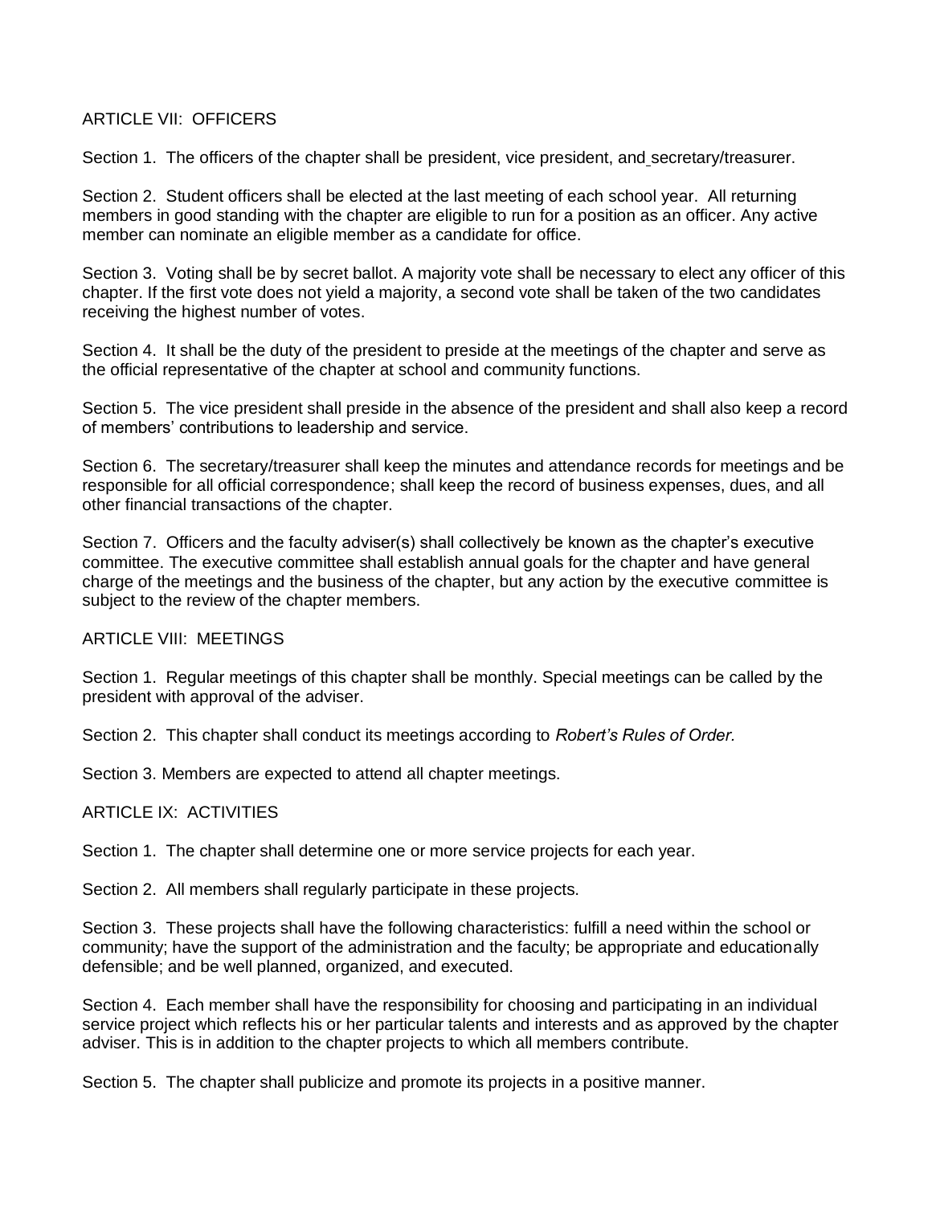## ARTICLE VII: OFFICERS

Section 1. The officers of the chapter shall be president, vice president, and secretary/treasurer.

Section 2. Student officers shall be elected at the last meeting of each school year. All returning members in good standing with the chapter are eligible to run for a position as an officer. Any active member can nominate an eligible member as a candidate for office.

Section 3. Voting shall be by secret ballot. A majority vote shall be necessary to elect any officer of this chapter. If the first vote does not yield a majority, a second vote shall be taken of the two candidates receiving the highest number of votes.

Section 4. It shall be the duty of the president to preside at the meetings of the chapter and serve as the official representative of the chapter at school and community functions.

Section 5. The vice president shall preside in the absence of the president and shall also keep a record of members' contributions to leadership and service.

Section 6. The secretary/treasurer shall keep the minutes and attendance records for meetings and be responsible for all official correspondence; shall keep the record of business expenses, dues, and all other financial transactions of the chapter.

Section 7. Officers and the faculty adviser(s) shall collectively be known as the chapter's executive committee. The executive committee shall establish annual goals for the chapter and have general charge of the meetings and the business of the chapter, but any action by the executive committee is subject to the review of the chapter members.

## ARTICLE VIII: MEETINGS

Section 1. Regular meetings of this chapter shall be monthly. Special meetings can be called by the president with approval of the adviser.

Section 2. This chapter shall conduct its meetings according to *Robert's Rules of Order.*

Section 3. Members are expected to attend all chapter meetings.

## ARTICLE IX: ACTIVITIES

Section 1. The chapter shall determine one or more service projects for each year.

Section 2. All members shall regularly participate in these projects.

Section 3. These projects shall have the following characteristics: fulfill a need within the school or community; have the support of the administration and the faculty; be appropriate and educationally defensible; and be well planned, organized, and executed.

Section 4. Each member shall have the responsibility for choosing and participating in an individual service project which reflects his or her particular talents and interests and as approved by the chapter adviser. This is in addition to the chapter projects to which all members contribute.

Section 5. The chapter shall publicize and promote its projects in a positive manner.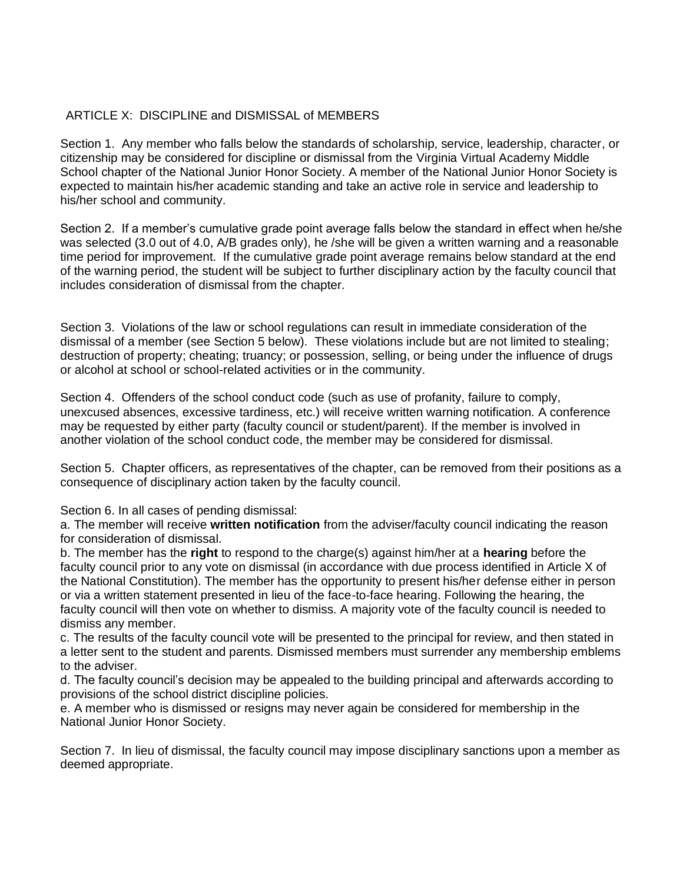## ARTICLE X: DISCIPLINE and DISMISSAL of MEMBERS

Section 1. Any member who falls below the standards of scholarship, service, leadership, character, or citizenship may be considered for discipline or dismissal from the Virginia Virtual Academy Middle School chapter of the National Junior Honor Society. A member of the National Junior Honor Society is expected to maintain his/her academic standing and take an active role in service and leadership to his/her school and community.

Section 2. If a member's cumulative grade point average falls below the standard in effect when he/she was selected (3.0 out of 4.0, A/B grades only), he /she will be given a written warning and a reasonable time period for improvement. If the cumulative grade point average remains below standard at the end of the warning period, the student will be subject to further disciplinary action by the faculty council that includes consideration of dismissal from the chapter.

Section 3. Violations of the law or school regulations can result in immediate consideration of the dismissal of a member (see Section 5 below). These violations include but are not limited to stealing; destruction of property; cheating; truancy; or possession, selling, or being under the influence of drugs or alcohol at school or school-related activities or in the community.

Section 4. Offenders of the school conduct code (such as use of profanity, failure to comply, unexcused absences, excessive tardiness, etc.) will receive written warning notification. A conference may be requested by either party (faculty council or student/parent). If the member is involved in another violation of the school conduct code, the member may be considered for dismissal.

Section 5. Chapter officers, as representatives of the chapter, can be removed from their positions as a consequence of disciplinary action taken by the faculty council.

Section 6. In all cases of pending dismissal:

a. The member will receive **written notification** from the adviser/faculty council indicating the reason for consideration of dismissal.

b. The member has the **right** to respond to the charge(s) against him/her at a **hearing** before the faculty council prior to any vote on dismissal (in accordance with due process identified in Article X of the National Constitution). The member has the opportunity to present his/her defense either in person or via a written statement presented in lieu of the face-to-face hearing. Following the hearing, the faculty council will then vote on whether to dismiss. A majority vote of the faculty council is needed to dismiss any member.

c. The results of the faculty council vote will be presented to the principal for review, and then stated in a letter sent to the student and parents. Dismissed members must surrender any membership emblems to the adviser.

d. The faculty council's decision may be appealed to the building principal and afterwards according to provisions of the school district discipline policies.

e. A member who is dismissed or resigns may never again be considered for membership in the National Junior Honor Society.

Section 7. In lieu of dismissal, the faculty council may impose disciplinary sanctions upon a member as deemed appropriate.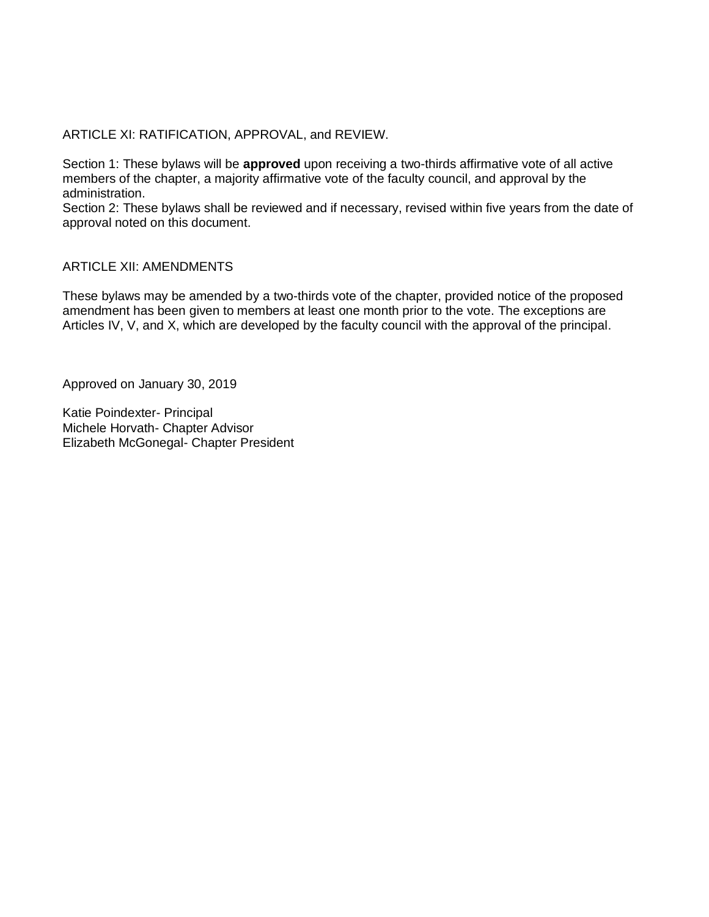## ARTICLE XI: RATIFICATION, APPROVAL, and REVIEW.

Section 1: These bylaws will be **approved** upon receiving a two-thirds affirmative vote of all active members of the chapter, a majority affirmative vote of the faculty council, and approval by the administration.
Section 2: These bylaws shall be reviewed and if necessary, revised within five years from the date of approval noted on this document.

## ARTICLE XII: AMENDMENTS

These bylaws may be amended by a two-thirds vote of the chapter, provided notice of the proposed amendment has been given to members at least one month prior to the vote. The exceptions are Articles IV, V, and X, which are developed by the faculty council with the approval of the principal.

Approved on January 30, 2019

Katie Poindexter- Principal
Michele Horvath- Chapter Advisor
Elizabeth McGonegal- Chapter President